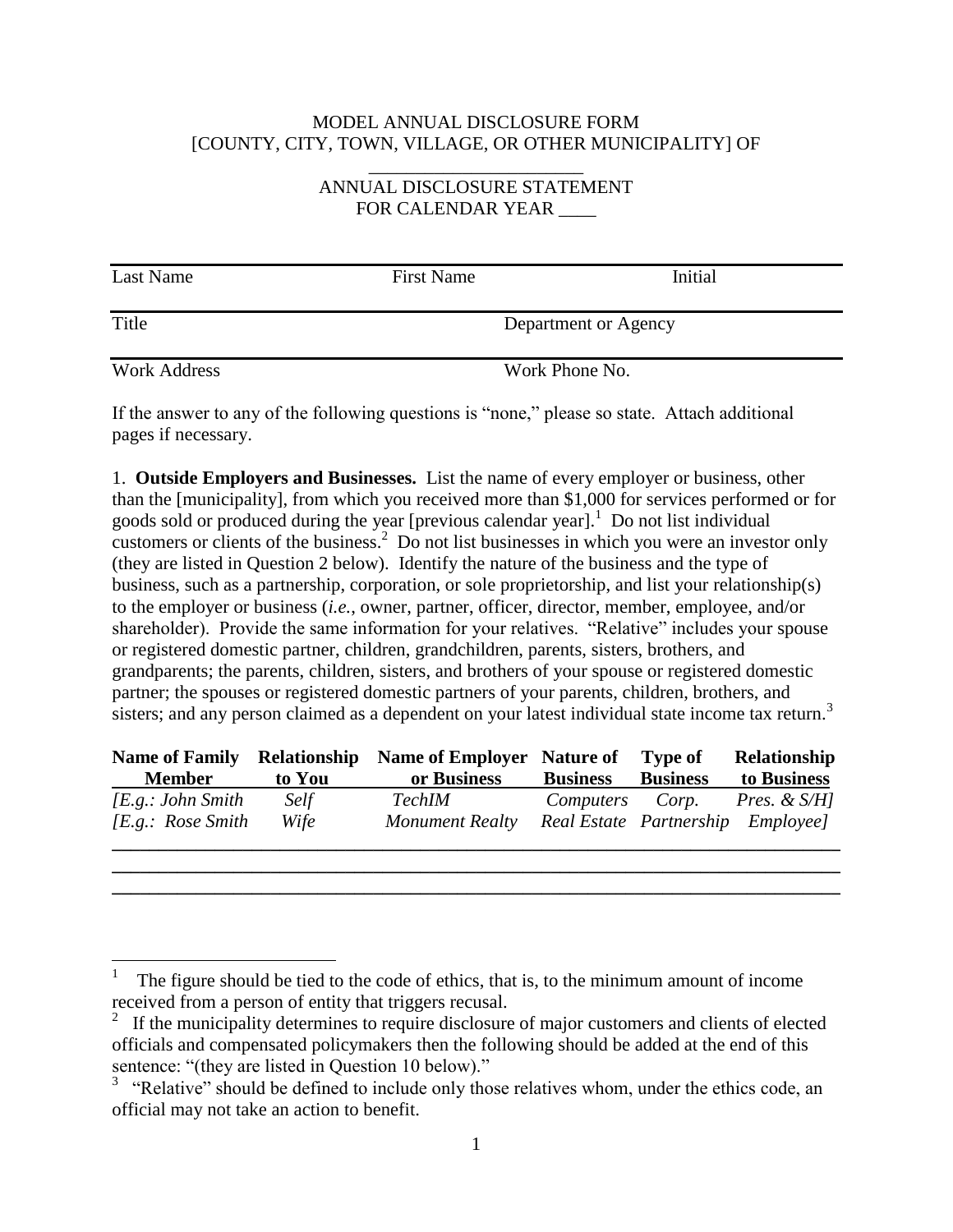MODEL ANNUAL DISCLOSURE FORM
[COUNTY, CITY, TOWN, VILLAGE, OR OTHER MUNICIPALITY] OF
_______________________

ANNUAL DISCLOSURE STATEMENT
FOR CALENDAR YEAR ____

| Last Name | First Name | Initial |
|---|---|---|
| | | |

| Title | Department or Agency |
|---|---|
| | |

| Work Address | Work Phone No. |
|---|---|
| | |

If the answer to any of the following questions is "none," please so state. Attach additional pages if necessary.

1. **Outside Employers and Businesses.** List the name of every employer or business, other than the [municipality], from which you received more than $1,000 for services performed or for goods sold or produced during the year [previous calendar year].[1] Do not list individual customers or clients of the business.[2] Do not list businesses in which you were an investor only (they are listed in Question 2 below). Identify the nature of the business and the type of business, such as a partnership, corporation, or sole proprietorship, and list your relationship(s) to the employer or business (*i.e.*, owner, partner, officer, director, member, employee, and/or shareholder). Provide the same information for your relatives. "Relative" includes your spouse or registered domestic partner, children, grandchildren, parents, sisters, brothers, and grandparents; the parents, children, sisters, and brothers of your spouse or registered domestic partner; the spouses or registered domestic partners of your parents, children, brothers, and sisters; and any person claimed as a dependent on your latest individual state income tax return.[3]

| Name of Family Member | Relationship to You | Name of Employer or Business | Nature of Business | Type of Business | Relationship to Business |
|---|---|---|---|---|---|
| *[E.g.: John Smith* | *Self* | *TechIM* | *Computers* | *Corp.* | *Pres. & S/H]* |
| *[E.g.: Rose Smith* | *Wife* | *Monument Realty* | *Real Estate* | *Partnership* | *Employee]* |
| | | | | | |
| | | | | | |
| | | | | | |

---

[1] The figure should be tied to the code of ethics, that is, to the minimum amount of income received from a person of entity that triggers recusal.

[2] If the municipality determines to require disclosure of major customers and clients of elected officials and compensated policymakers then the following should be added at the end of this sentence: "(they are listed in Question 10 below)."

[3] "Relative" should be defined to include only those relatives whom, under the ethics code, an official may not take an action to benefit.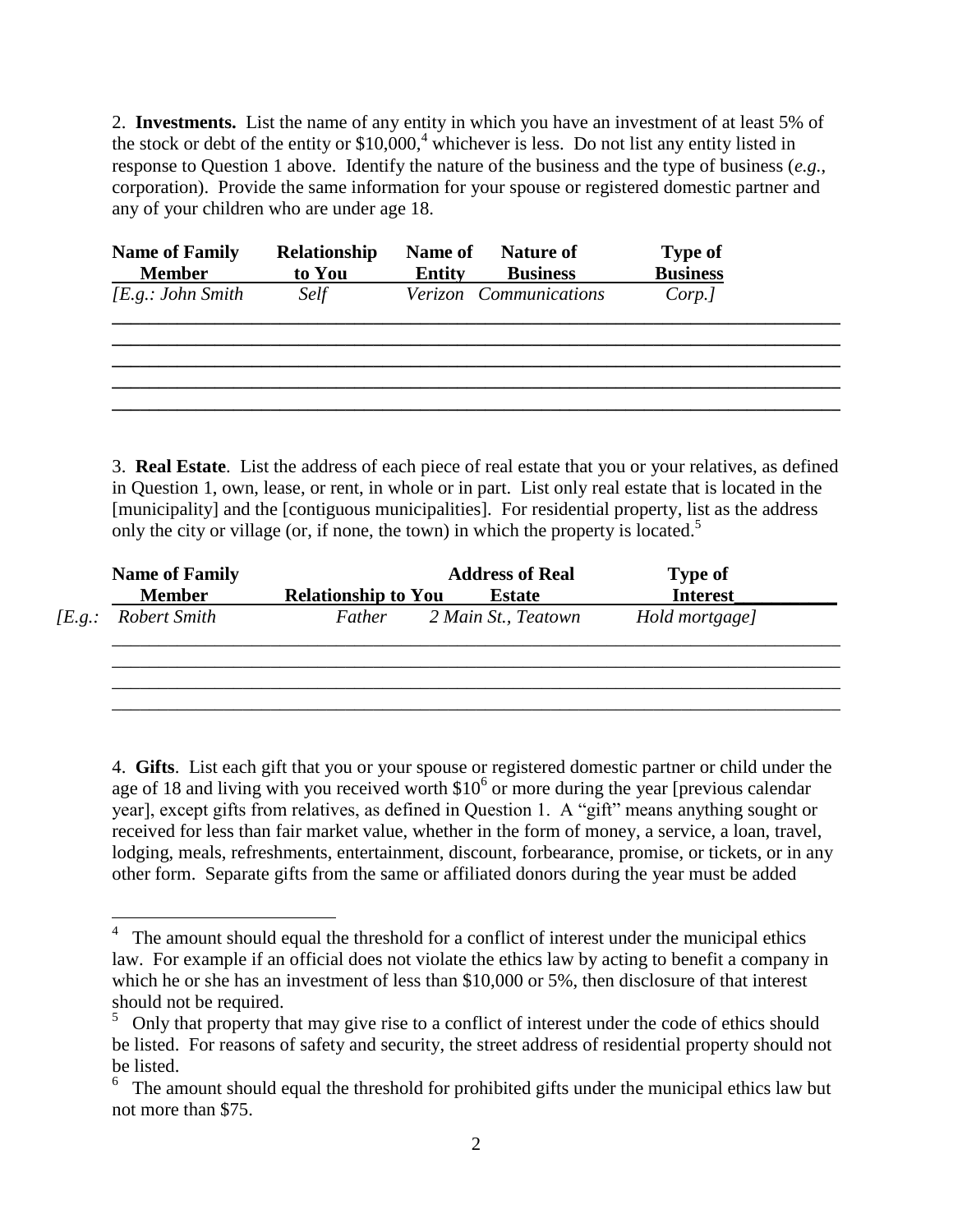2. **Investments.** List the name of any entity in which you have an investment of at least 5% of the stock or debt of the entity or $10,000,[4] whichever is less. Do not list any entity listed in response to Question 1 above. Identify the nature of the business and the type of business (*e.g.*, corporation). Provide the same information for your spouse or registered domestic partner and any of your children who are under age 18.

| Name of Family Member | Relationship to You | Name of Entity | Nature of Business | Type of Business |
|---|---|---|---|---|
| *[E.g.: John Smith* | *Self* | *Verizon* | *Communications* | *Corp.]* |
| | | | | |
| | | | | |
| | | | | |
| | | | | |
| | | | | |

3. **Real Estate**. List the address of each piece of real estate that you or your relatives, as defined in Question 1, own, lease, or rent, in whole or in part. List only real estate that is located in the [municipality] and the [contiguous municipalities]. For residential property, list as the address only the city or village (or, if none, the town) in which the property is located.[5]

| Name of Family Member | Relationship to You | Address of Real Estate | Type of Interest |
|---|---|---|---|
| *[E.g.: Robert Smith* | *Father* | *2 Main St., Teatown* | *Hold mortgage]* |
| | | | |
| | | | |
| | | | |
| | | | |

4. **Gifts**. List each gift that you or your spouse or registered domestic partner or child under the age of 18 and living with you received worth $10[6] or more during the year [previous calendar year], except gifts from relatives, as defined in Question 1. A "gift" means anything sought or received for less than fair market value, whether in the form of money, a service, a loan, travel, lodging, meals, refreshments, entertainment, discount, forbearance, promise, or tickets, or in any other form. Separate gifts from the same or affiliated donors during the year must be added

---

[4] The amount should equal the threshold for a conflict of interest under the municipal ethics law. For example if an official does not violate the ethics law by acting to benefit a company in which he or she has an investment of less than $10,000 or 5%, then disclosure of that interest should not be required.

[5] Only that property that may give rise to a conflict of interest under the code of ethics should be listed. For reasons of safety and security, the street address of residential property should not be listed.

[6] The amount should equal the threshold for prohibited gifts under the municipal ethics law but not more than $75.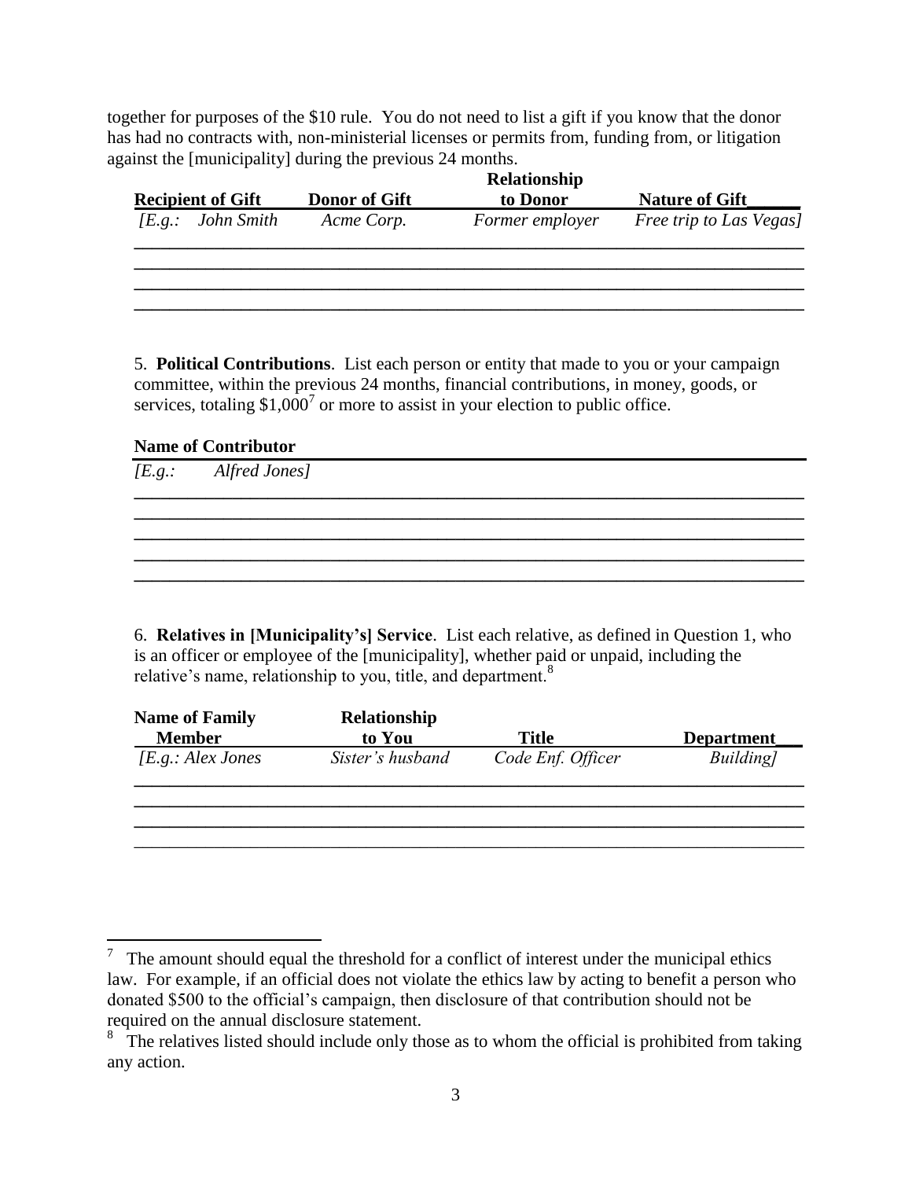together for purposes of the $10 rule. You do not need to list a gift if you know that the donor has had no contracts with, non-ministerial licenses or permits from, funding from, or litigation against the [municipality] during the previous 24 months.

| Recipient of Gift | Donor of Gift | Relationship to Donor | Nature of Gift |
|---|---|---|---|
| *[E.g.: John Smith* | *Acme Corp.* | *Former employer* | *Free trip to Las Vegas]* |
| | | | |
| | | | |
| | | | |
| | | | |

5. **Political Contributions**. List each person or entity that made to you or your campaign committee, within the previous 24 months, financial contributions, in money, goods, or services, totaling $1,000[7] or more to assist in your election to public office.

| Name of Contributor |
|---|
| *[E.g.: Alfred Jones]* |
| |
| |
| |
| |
| |

6. **Relatives in [Municipality's] Service**. List each relative, as defined in Question 1, who is an officer or employee of the [municipality], whether paid or unpaid, including the relative's name, relationship to you, title, and department.[8]

| Name of Family Member | Relationship to You | Title | Department |
|---|---|---|---|
| *[E.g.: Alex Jones* | *Sister's husband* | *Code Enf. Officer* | *Building]* |
| | | | |
| | | | |
| | | | |
| | | | |

[7] The amount should equal the threshold for a conflict of interest under the municipal ethics law. For example, if an official does not violate the ethics law by acting to benefit a person who donated $500 to the official's campaign, then disclosure of that contribution should not be required on the annual disclosure statement.

[8] The relatives listed should include only those as to whom the official is prohibited from taking any action.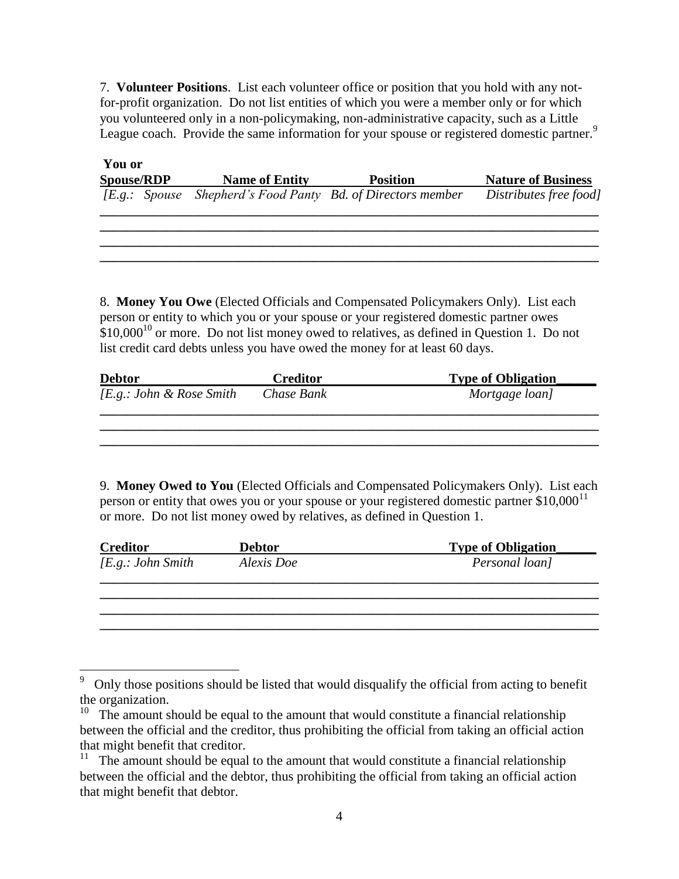7. **Volunteer Positions**. List each volunteer office or position that you hold with any not-for-profit organization. Do not list entities of which you were a member only or for which you volunteered only in a non-policymaking, non-administrative capacity, such as a Little League coach. Provide the same information for your spouse or registered domestic partner.[9]

| You or Spouse/RDP | Name of Entity | Position | Nature of Business |
|---|---|---|---|
| *[E.g.: Spouse* | *Shepherd's Food Panty* | *Bd. of Directors member* | *Distributes free food]* |
| | | | |
| | | | |
| | | | |
| | | | |

8. **Money You Owe** (Elected Officials and Compensated Policymakers Only). List each person or entity to which you or your spouse or your registered domestic partner owes $10,000[10] or more. Do not list money owed to relatives, as defined in Question 1. Do not list credit card debts unless you have owed the money for at least 60 days.

| Debtor | Creditor | Type of Obligation |
|---|---|---|
| *[E.g.: John & Rose Smith* | *Chase Bank* | *Mortgage loan]* |
| | | |
| | | |
| | | |

9. **Money Owed to You** (Elected Officials and Compensated Policymakers Only). List each person or entity that owes you or your spouse or your registered domestic partner $10,000[11] or more. Do not list money owed by relatives, as defined in Question 1.

| Creditor | Debtor | Type of Obligation |
|---|---|---|
| *[E.g.: John Smith* | *Alexis Doe* | *Personal loan]* |
| | | |
| | | |
| | | |
| | | |

---

[9] Only those positions should be listed that would disqualify the official from acting to benefit the organization.

[10] The amount should be equal to the amount that would constitute a financial relationship between the official and the creditor, thus prohibiting the official from taking an official action that might benefit that creditor.

[11] The amount should be equal to the amount that would constitute a financial relationship between the official and the debtor, thus prohibiting the official from taking an official action that might benefit that debtor.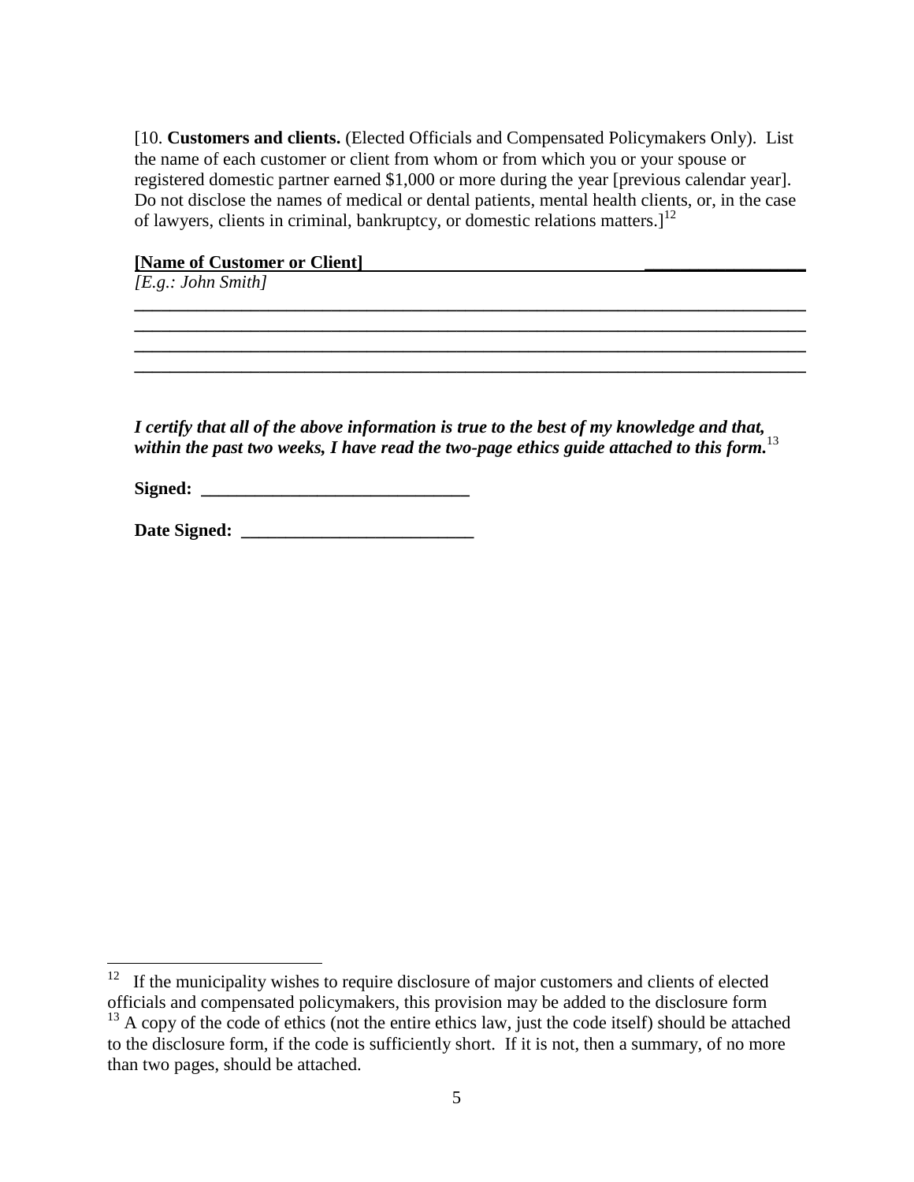[10. **Customers and clients.** (Elected Officials and Compensated Policymakers Only). List the name of each customer or client from whom or from which you or your spouse or registered domestic partner earned $1,000 or more during the year [previous calendar year]. Do not disclose the names of medical or dental patients, mental health clients, or, in the case of lawyers, clients in criminal, bankruptcy, or domestic relations matters.][12]

**[Name of Customer or Client]** \_\_\_\_\_\_\_\_\_\_\_\_\_\_\_\_\_\_

*[E.g.: John Smith]*

\_\_\_\_\_\_\_\_\_\_\_\_\_\_\_\_\_\_\_\_\_\_\_\_\_\_\_\_\_\_\_\_\_\_\_\_\_\_\_\_\_\_\_\_\_\_\_\_\_\_\_\_\_\_\_\_\_\_\_\_\_\_\_\_\_\_\_\_\_\_\_\_

\_\_\_\_\_\_\_\_\_\_\_\_\_\_\_\_\_\_\_\_\_\_\_\_\_\_\_\_\_\_\_\_\_\_\_\_\_\_\_\_\_\_\_\_\_\_\_\_\_\_\_\_\_\_\_\_\_\_\_\_\_\_\_\_\_\_\_\_\_\_\_\_

\_\_\_\_\_\_\_\_\_\_\_\_\_\_\_\_\_\_\_\_\_\_\_\_\_\_\_\_\_\_\_\_\_\_\_\_\_\_\_\_\_\_\_\_\_\_\_\_\_\_\_\_\_\_\_\_\_\_\_\_\_\_\_\_\_\_\_\_\_\_\_\_

\_\_\_\_\_\_\_\_\_\_\_\_\_\_\_\_\_\_\_\_\_\_\_\_\_\_\_\_\_\_\_\_\_\_\_\_\_\_\_\_\_\_\_\_\_\_\_\_\_\_\_\_\_\_\_\_\_\_\_\_\_\_\_\_\_\_\_\_\_\_\_\_

***I certify that all of the above information is true to the best of my knowledge and that, within the past two weeks, I have read the two-page ethics guide attached to this form.***[13]

**Signed:** \_\_\_\_\_\_\_\_\_\_\_\_\_\_\_\_\_\_\_\_\_\_\_\_\_\_\_\_\_\_

**Date Signed:** \_\_\_\_\_\_\_\_\_\_\_\_\_\_\_\_\_\_\_\_\_\_\_\_\_\_

---

[12] If the municipality wishes to require disclosure of major customers and clients of elected officials and compensated policymakers, this provision may be added to the disclosure form

[13] A copy of the code of ethics (not the entire ethics law, just the code itself) should be attached to the disclosure form, if the code is sufficiently short. If it is not, then a summary, of no more than two pages, should be attached.